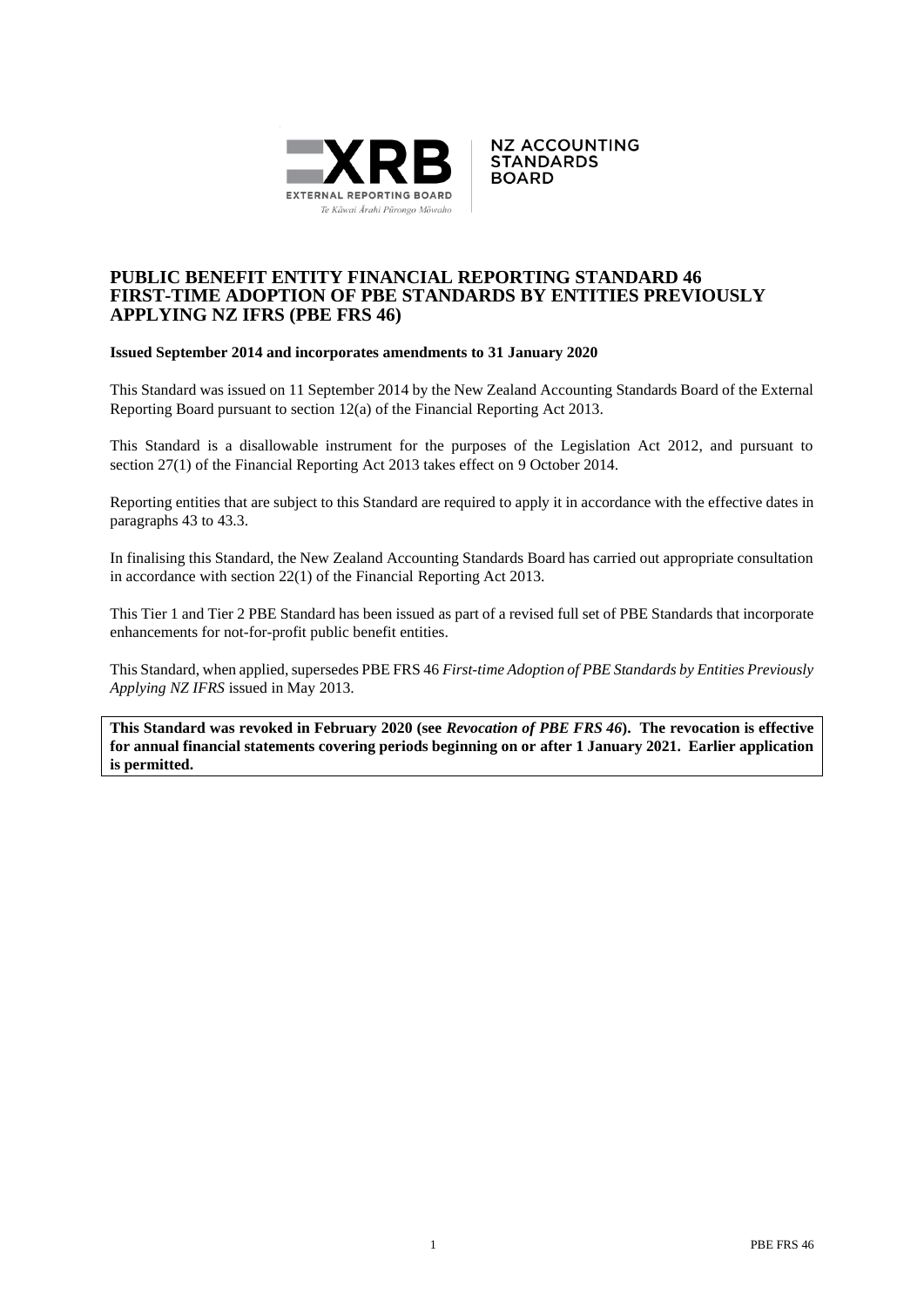# PUBLIC BENEFIT ENTITY FINANCIAL REPORTING STANDARD 46 FIRST-TIME ADOPTION OF PBE STANDARDS BY ENTITIES PREVIOUSLY APPLYING NZ IFRS (PBE FRS 46)

**Issued September 2014 and incorporates amendments to 31 January 2020**

This Standard was issued on 11 September 2014 by the New Zealand Accounting Standards Board of the External Reporting Board pursuant to section 12(a) of the Financial Reporting Act 2013.

This Standard is a disallowable instrument for the purposes of the Legislation Act 2012, and pursuant to section 27(1) of the Financial Reporting Act 2013 takes effect on 9 October 2014.

Reporting entities that are subject to this Standard are required to apply it in accordance with the effective dates in paragraphs 43 to 43.3.

In finalising this Standard, the New Zealand Accounting Standards Board has carried out appropriate consultation in accordance with section 22(1) of the Financial Reporting Act 2013.

This Tier 1 and Tier 2 PBE Standard has been issued as part of a revised full set of PBE Standards that incorporate enhancements for not-for-profit public benefit entities.

This Standard, when applied, supersedes PBE FRS 46 *First-time Adoption of PBE Standards by Entities Previously Applying NZ IFRS* issued in May 2013.

**This Standard was revoked in February 2020 (see *Revocation of PBE FRS 46*). The revocation is effective for annual financial statements covering periods beginning on or after 1 January 2021. Earlier application is permitted.**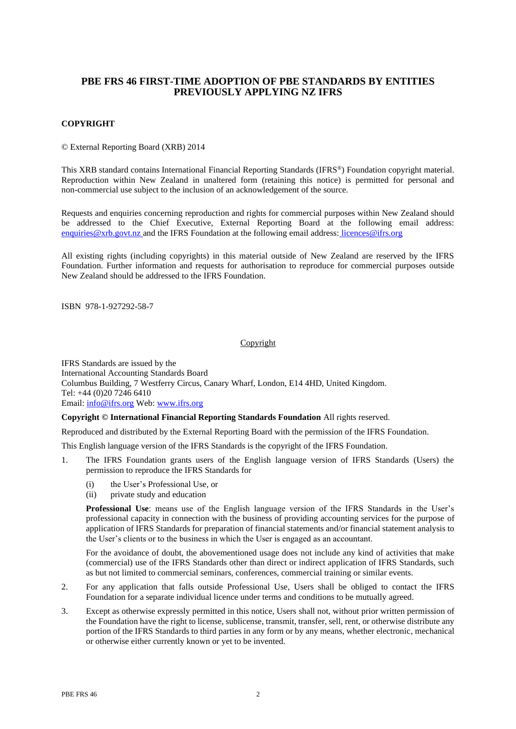# PBE FRS 46 FIRST-TIME ADOPTION OF PBE STANDARDS BY ENTITIES PREVIOUSLY APPLYING NZ IFRS

## COPYRIGHT

© External Reporting Board (XRB) 2014

This XRB standard contains International Financial Reporting Standards (IFRS®) Foundation copyright material. Reproduction within New Zealand in unaltered form (retaining this notice) is permitted for personal and non-commercial use subject to the inclusion of an acknowledgement of the source.

Requests and enquiries concerning reproduction and rights for commercial purposes within New Zealand should be addressed to the Chief Executive, External Reporting Board at the following email address: enquiries@xrb.govt.nz and the IFRS Foundation at the following email address: licences@ifrs.org

All existing rights (including copyrights) in this material outside of New Zealand are reserved by the IFRS Foundation. Further information and requests for authorisation to reproduce for commercial purposes outside New Zealand should be addressed to the IFRS Foundation.

ISBN 978-1-927292-58-7

Copyright

IFRS Standards are issued by the
International Accounting Standards Board
Columbus Building, 7 Westferry Circus, Canary Wharf, London, E14 4HD, United Kingdom.
Tel: +44 (0)20 7246 6410
Email: info@ifrs.org Web: www.ifrs.org

**Copyright © International Financial Reporting Standards Foundation** All rights reserved.

Reproduced and distributed by the External Reporting Board with the permission of the IFRS Foundation.

This English language version of the IFRS Standards is the copyright of the IFRS Foundation.

1. The IFRS Foundation grants users of the English language version of IFRS Standards (Users) the permission to reproduce the IFRS Standards for

   (i) the User's Professional Use, or
   (ii) private study and education

   **Professional Use**: means use of the English language version of the IFRS Standards in the User's professional capacity in connection with the business of providing accounting services for the purpose of application of IFRS Standards for preparation of financial statements and/or financial statement analysis to the User's clients or to the business in which the User is engaged as an accountant.

   For the avoidance of doubt, the abovementioned usage does not include any kind of activities that make (commercial) use of the IFRS Standards other than direct or indirect application of IFRS Standards, such as but not limited to commercial seminars, conferences, commercial training or similar events.

2. For any application that falls outside Professional Use, Users shall be obliged to contact the IFRS Foundation for a separate individual licence under terms and conditions to be mutually agreed.

3. Except as otherwise expressly permitted in this notice, Users shall not, without prior written permission of the Foundation have the right to license, sublicense, transmit, transfer, sell, rent, or otherwise distribute any portion of the IFRS Standards to third parties in any form or by any means, whether electronic, mechanical or otherwise either currently known or yet to be invented.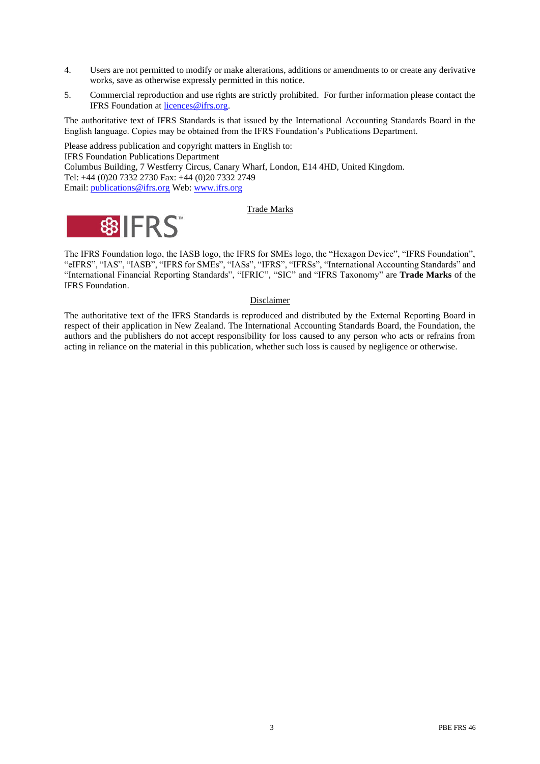4. Users are not permitted to modify or make alterations, additions or amendments to or create any derivative works, save as otherwise expressly permitted in this notice.

5. Commercial reproduction and use rights are strictly prohibited. For further information please contact the IFRS Foundation at licences@ifrs.org.

The authoritative text of IFRS Standards is that issued by the International Accounting Standards Board in the English language. Copies may be obtained from the IFRS Foundation's Publications Department.

Please address publication and copyright matters in English to:
IFRS Foundation Publications Department
Columbus Building, 7 Westferry Circus, Canary Wharf, London, E14 4HD, United Kingdom.
Tel: +44 (0)20 7332 2730 Fax: +44 (0)20 7332 2749
Email: publications@ifrs.org Web: www.ifrs.org

Trade Marks

The IFRS Foundation logo, the IASB logo, the IFRS for SMEs logo, the "Hexagon Device", "IFRS Foundation", "eIFRS", "IAS", "IASB", "IFRS for SMEs", "IASs", "IFRS", "IFRSs", "International Accounting Standards" and "International Financial Reporting Standards", "IFRIC", "SIC" and "IFRS Taxonomy" are **Trade Marks** of the IFRS Foundation.

Disclaimer

The authoritative text of the IFRS Standards is reproduced and distributed by the External Reporting Board in respect of their application in New Zealand. The International Accounting Standards Board, the Foundation, the authors and the publishers do not accept responsibility for loss caused to any person who acts or refrains from acting in reliance on the material in this publication, whether such loss is caused by negligence or otherwise.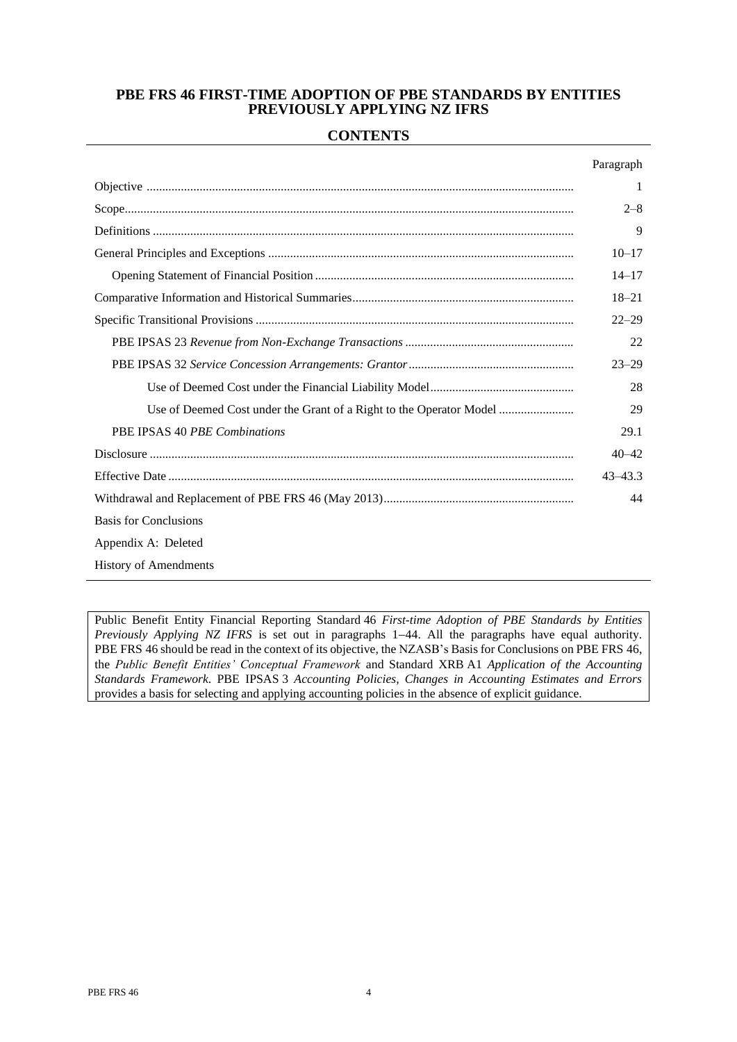# PBE FRS 46 FIRST-TIME ADOPTION OF PBE STANDARDS BY ENTITIES PREVIOUSLY APPLYING NZ IFRS

## CONTENTS

| | Paragraph |
|---|---|
| Objective | 1 |
| Scope | 2–8 |
| Definitions | 9 |
| General Principles and Exceptions | 10–17 |
| Opening Statement of Financial Position | 14–17 |
| Comparative Information and Historical Summaries | 18–21 |
| Specific Transitional Provisions | 22–29 |
| PBE IPSAS 23 *Revenue from Non-Exchange Transactions* | 22 |
| PBE IPSAS 32 *Service Concession Arrangements: Grantor* | 23–29 |
| Use of Deemed Cost under the Financial Liability Model | 28 |
| Use of Deemed Cost under the Grant of a Right to the Operator Model | 29 |
| PBE IPSAS 40 *PBE Combinations* | 29.1 |
| Disclosure | 40–42 |
| Effective Date | 43–43.3 |
| Withdrawal and Replacement of PBE FRS 46 (May 2013) | 44 |
| Basis for Conclusions | |
| Appendix A: Deleted | |
| History of Amendments | |

Public Benefit Entity Financial Reporting Standard 46 *First-time Adoption of PBE Standards by Entities Previously Applying NZ IFRS* is set out in paragraphs 1–44. All the paragraphs have equal authority. PBE FRS 46 should be read in the context of its objective, the NZASB's Basis for Conclusions on PBE FRS 46, the *Public Benefit Entities' Conceptual Framework* and Standard XRB A1 *Application of the Accounting Standards Framework*. PBE IPSAS 3 *Accounting Policies, Changes in Accounting Estimates and Errors* provides a basis for selecting and applying accounting policies in the absence of explicit guidance.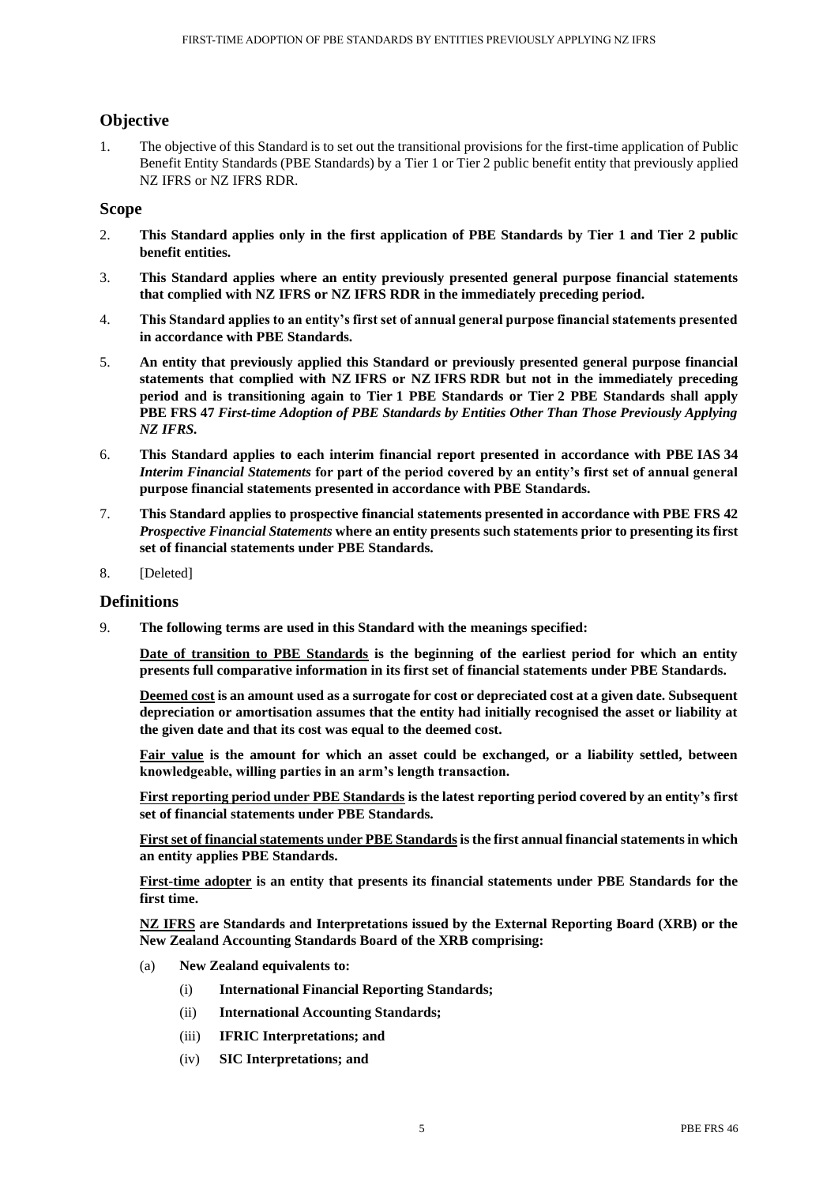## Objective

1. The objective of this Standard is to set out the transitional provisions for the first-time application of Public Benefit Entity Standards (PBE Standards) by a Tier 1 or Tier 2 public benefit entity that previously applied NZ IFRS or NZ IFRS RDR.

## Scope

2. **This Standard applies only in the first application of PBE Standards by Tier 1 and Tier 2 public benefit entities.**

3. **This Standard applies where an entity previously presented general purpose financial statements that complied with NZ IFRS or NZ IFRS RDR in the immediately preceding period.**

4. **This Standard applies to an entity's first set of annual general purpose financial statements presented in accordance with PBE Standards.**

5. **An entity that previously applied this Standard or previously presented general purpose financial statements that complied with NZ IFRS or NZ IFRS RDR but not in the immediately preceding period and is transitioning again to Tier 1 PBE Standards or Tier 2 PBE Standards shall apply PBE FRS 47 *First-time Adoption of PBE Standards by Entities Other Than Those Previously Applying NZ IFRS*.**

6. **This Standard applies to each interim financial report presented in accordance with PBE IAS 34 *Interim Financial Statements* for part of the period covered by an entity's first set of annual general purpose financial statements presented in accordance with PBE Standards.**

7. **This Standard applies to prospective financial statements presented in accordance with PBE FRS 42 *Prospective Financial Statements* where an entity presents such statements prior to presenting its first set of financial statements under PBE Standards.**

8. [Deleted]

## Definitions

9. **The following terms are used in this Standard with the meanings specified:**

   **<u>Date of transition to PBE Standards</u> is the beginning of the earliest period for which an entity presents full comparative information in its first set of financial statements under PBE Standards.**

   **<u>Deemed cost</u> is an amount used as a surrogate for cost or depreciated cost at a given date. Subsequent depreciation or amortisation assumes that the entity had initially recognised the asset or liability at the given date and that its cost was equal to the deemed cost.**

   **<u>Fair value</u> is the amount for which an asset could be exchanged, or a liability settled, between knowledgeable, willing parties in an arm's length transaction.**

   **<u>First reporting period under PBE Standards</u> is the latest reporting period covered by an entity's first set of financial statements under PBE Standards.**

   **<u>First set of financial statements under PBE Standards</u> is the first annual financial statements in which an entity applies PBE Standards.**

   **<u>First-time adopter</u> is an entity that presents its financial statements under PBE Standards for the first time.**

   **<u>NZ IFRS</u> are Standards and Interpretations issued by the External Reporting Board (XRB) or the New Zealand Accounting Standards Board of the XRB comprising:**

   (a) **New Zealand equivalents to:**

   (i) **International Financial Reporting Standards;**

   (ii) **International Accounting Standards;**

   (iii) **IFRIC Interpretations; and**

   (iv) **SIC Interpretations; and**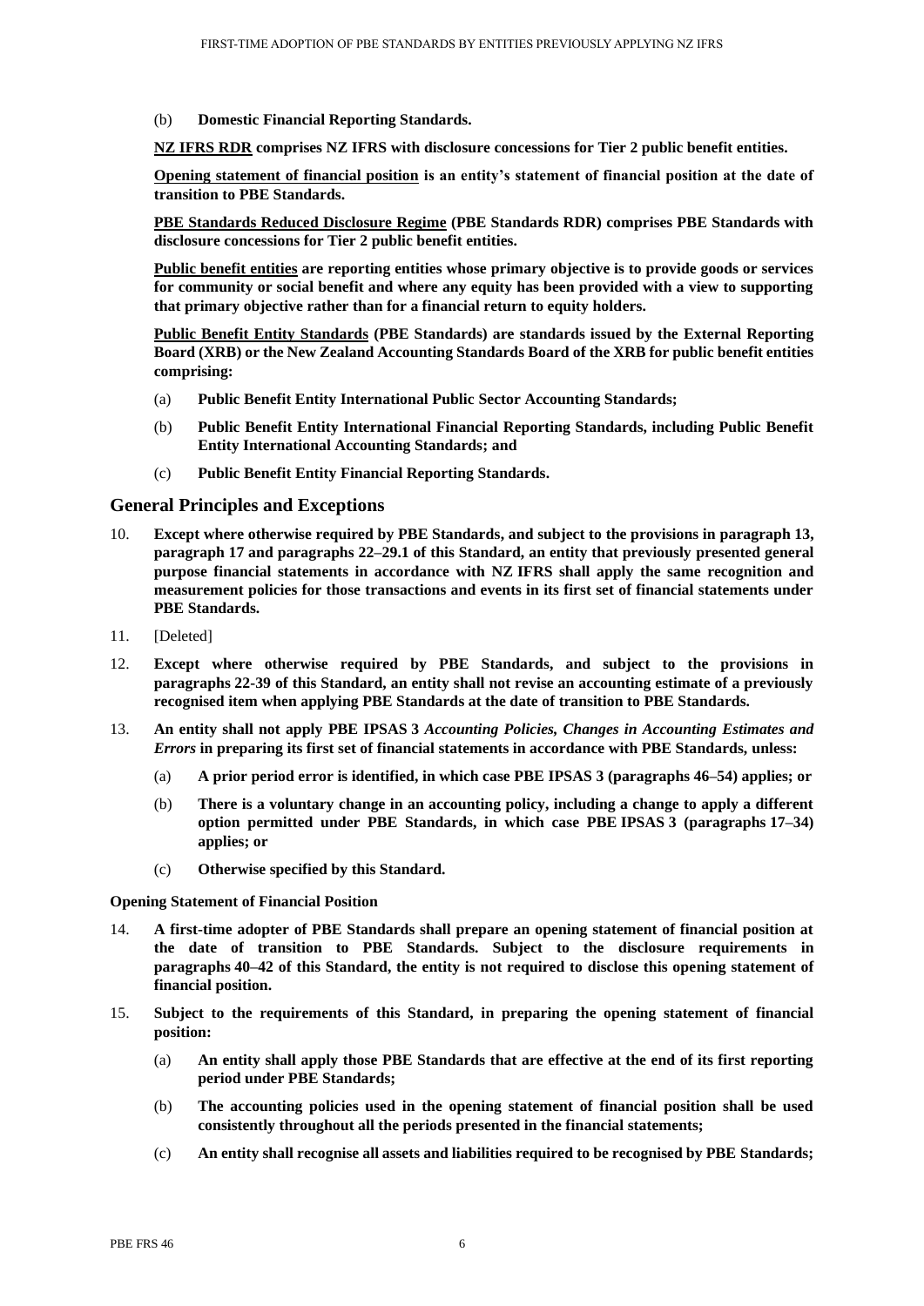(b) **Domestic Financial Reporting Standards.**

**NZ IFRS RDR comprises NZ IFRS with disclosure concessions for Tier 2 public benefit entities.**

**Opening statement of financial position is an entity's statement of financial position at the date of transition to PBE Standards.**

**PBE Standards Reduced Disclosure Regime (PBE Standards RDR) comprises PBE Standards with disclosure concessions for Tier 2 public benefit entities.**

**Public benefit entities are reporting entities whose primary objective is to provide goods or services for community or social benefit and where any equity has been provided with a view to supporting that primary objective rather than for a financial return to equity holders.**

**Public Benefit Entity Standards (PBE Standards) are standards issued by the External Reporting Board (XRB) or the New Zealand Accounting Standards Board of the XRB for public benefit entities comprising:**

(a) **Public Benefit Entity International Public Sector Accounting Standards;**

(b) **Public Benefit Entity International Financial Reporting Standards, including Public Benefit Entity International Accounting Standards; and**

(c) **Public Benefit Entity Financial Reporting Standards.**

## General Principles and Exceptions

10. **Except where otherwise required by PBE Standards, and subject to the provisions in paragraph 13, paragraph 17 and paragraphs 22–29.1 of this Standard, an entity that previously presented general purpose financial statements in accordance with NZ IFRS shall apply the same recognition and measurement policies for those transactions and events in its first set of financial statements under PBE Standards.**

11. [Deleted]

12. **Except where otherwise required by PBE Standards, and subject to the provisions in paragraphs 22-39 of this Standard, an entity shall not revise an accounting estimate of a previously recognised item when applying PBE Standards at the date of transition to PBE Standards.**

13. **An entity shall not apply PBE IPSAS 3 *Accounting Policies, Changes in Accounting Estimates and Errors* in preparing its first set of financial statements in accordance with PBE Standards, unless:**

    (a) **A prior period error is identified, in which case PBE IPSAS 3 (paragraphs 46–54) applies; or**

    (b) **There is a voluntary change in an accounting policy, including a change to apply a different option permitted under PBE Standards, in which case PBE IPSAS 3 (paragraphs 17–34) applies; or**

    (c) **Otherwise specified by this Standard.**

**Opening Statement of Financial Position**

14. **A first-time adopter of PBE Standards shall prepare an opening statement of financial position at the date of transition to PBE Standards. Subject to the disclosure requirements in paragraphs 40–42 of this Standard, the entity is not required to disclose this opening statement of financial position.**

15. **Subject to the requirements of this Standard, in preparing the opening statement of financial position:**

    (a) **An entity shall apply those PBE Standards that are effective at the end of its first reporting period under PBE Standards;**

    (b) **The accounting policies used in the opening statement of financial position shall be used consistently throughout all the periods presented in the financial statements;**

    (c) **An entity shall recognise all assets and liabilities required to be recognised by PBE Standards;**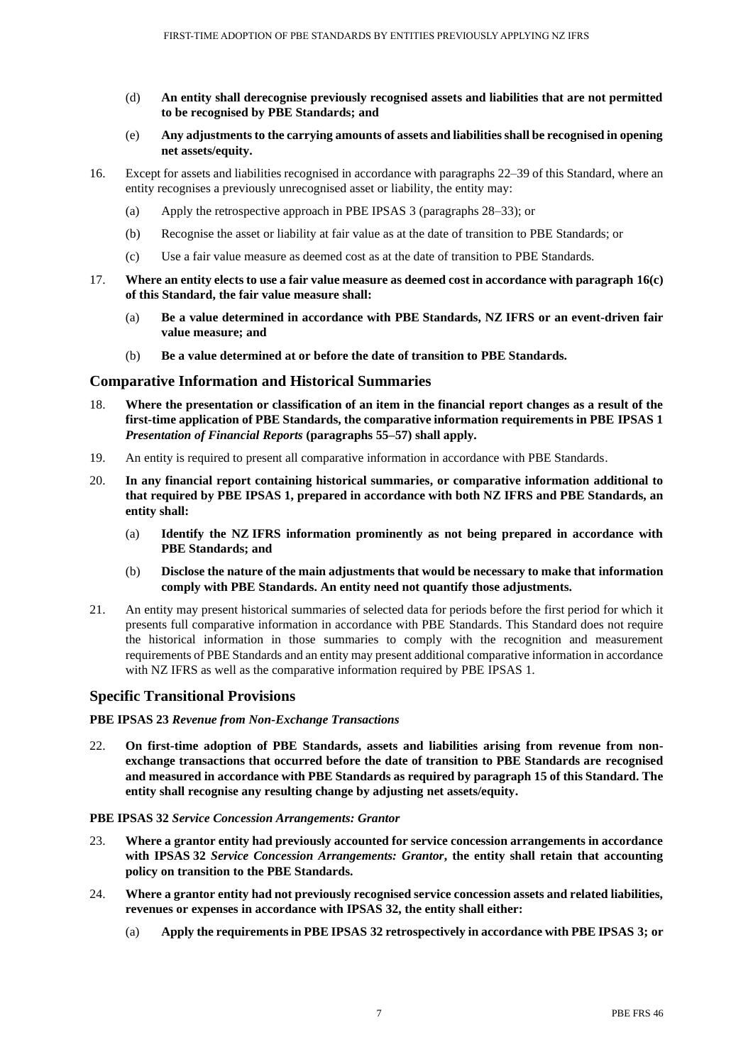(d) **An entity shall derecognise previously recognised assets and liabilities that are not permitted to be recognised by PBE Standards; and**

(e) **Any adjustments to the carrying amounts of assets and liabilities shall be recognised in opening net assets/equity.**

16. Except for assets and liabilities recognised in accordance with paragraphs 22–39 of this Standard, where an entity recognises a previously unrecognised asset or liability, the entity may:

    (a) Apply the retrospective approach in PBE IPSAS 3 (paragraphs 28–33); or

    (b) Recognise the asset or liability at fair value as at the date of transition to PBE Standards; or

    (c) Use a fair value measure as deemed cost as at the date of transition to PBE Standards.

17. **Where an entity elects to use a fair value measure as deemed cost in accordance with paragraph 16(c) of this Standard, the fair value measure shall:**

    (a) **Be a value determined in accordance with PBE Standards, NZ IFRS or an event-driven fair value measure; and**

    (b) **Be a value determined at or before the date of transition to PBE Standards.**

## Comparative Information and Historical Summaries

18. **Where the presentation or classification of an item in the financial report changes as a result of the first-time application of PBE Standards, the comparative information requirements in PBE IPSAS 1 *Presentation of Financial Reports* (paragraphs 55–57) shall apply.**

19. An entity is required to present all comparative information in accordance with PBE Standards.

20. **In any financial report containing historical summaries, or comparative information additional to that required by PBE IPSAS 1, prepared in accordance with both NZ IFRS and PBE Standards, an entity shall:**

    (a) **Identify the NZ IFRS information prominently as not being prepared in accordance with PBE Standards; and**

    (b) **Disclose the nature of the main adjustments that would be necessary to make that information comply with PBE Standards. An entity need not quantify those adjustments.**

21. An entity may present historical summaries of selected data for periods before the first period for which it presents full comparative information in accordance with PBE Standards. This Standard does not require the historical information in those summaries to comply with the recognition and measurement requirements of PBE Standards and an entity may present additional comparative information in accordance with NZ IFRS as well as the comparative information required by PBE IPSAS 1.

## Specific Transitional Provisions

**PBE IPSAS 23 *Revenue from Non-Exchange Transactions***

22. **On first-time adoption of PBE Standards, assets and liabilities arising from revenue from non-exchange transactions that occurred before the date of transition to PBE Standards are recognised and measured in accordance with PBE Standards as required by paragraph 15 of this Standard. The entity shall recognise any resulting change by adjusting net assets/equity.**

**PBE IPSAS 32 *Service Concession Arrangements: Grantor***

23. **Where a grantor entity had previously accounted for service concession arrangements in accordance with IPSAS 32 *Service Concession Arrangements: Grantor*, the entity shall retain that accounting policy on transition to the PBE Standards.**

24. **Where a grantor entity had not previously recognised service concession assets and related liabilities, revenues or expenses in accordance with IPSAS 32, the entity shall either:**

    (a) **Apply the requirements in PBE IPSAS 32 retrospectively in accordance with PBE IPSAS 3; or**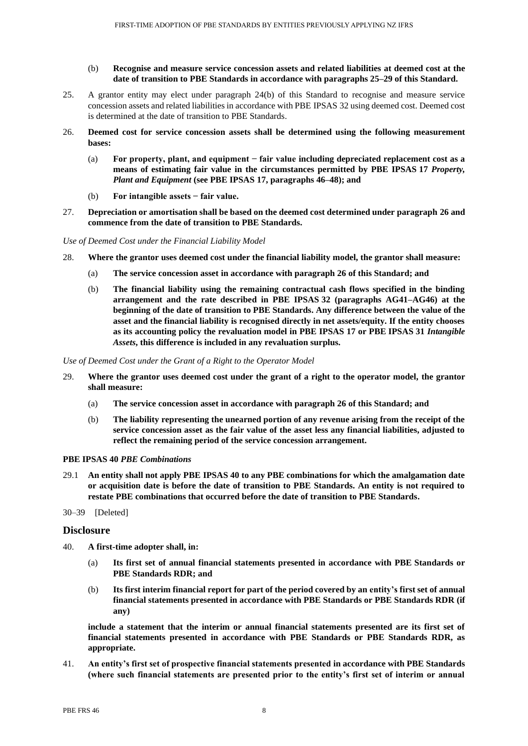(b) **Recognise and measure service concession assets and related liabilities at deemed cost at the date of transition to PBE Standards in accordance with paragraphs 25–29 of this Standard.**

25. A grantor entity may elect under paragraph 24(b) of this Standard to recognise and measure service concession assets and related liabilities in accordance with PBE IPSAS 32 using deemed cost. Deemed cost is determined at the date of transition to PBE Standards.

26. **Deemed cost for service concession assets shall be determined using the following measurement bases:**

    (a) **For property, plant, and equipment − fair value including depreciated replacement cost as a means of estimating fair value in the circumstances permitted by PBE IPSAS 17 *Property, Plant and Equipment* (see PBE IPSAS 17, paragraphs 46–48); and**

    (b) **For intangible assets − fair value.**

27. **Depreciation or amortisation shall be based on the deemed cost determined under paragraph 26 and commence from the date of transition to PBE Standards.**

*Use of Deemed Cost under the Financial Liability Model*

28. **Where the grantor uses deemed cost under the financial liability model, the grantor shall measure:**

    (a) **The service concession asset in accordance with paragraph 26 of this Standard; and**

    (b) **The financial liability using the remaining contractual cash flows specified in the binding arrangement and the rate described in PBE IPSAS 32 (paragraphs AG41–AG46) at the beginning of the date of transition to PBE Standards. Any difference between the value of the asset and the financial liability is recognised directly in net assets/equity. If the entity chooses as its accounting policy the revaluation model in PBE IPSAS 17 or PBE IPSAS 31 *Intangible Assets*, this difference is included in any revaluation surplus.**

*Use of Deemed Cost under the Grant of a Right to the Operator Model*

29. **Where the grantor uses deemed cost under the grant of a right to the operator model, the grantor shall measure:**

    (a) **The service concession asset in accordance with paragraph 26 of this Standard; and**

    (b) **The liability representing the unearned portion of any revenue arising from the receipt of the service concession asset as the fair value of the asset less any financial liabilities, adjusted to reflect the remaining period of the service concession arrangement.**

**PBE IPSAS 40 *PBE Combinations***

29.1 **An entity shall not apply PBE IPSAS 40 to any PBE combinations for which the amalgamation date or acquisition date is before the date of transition to PBE Standards. An entity is not required to restate PBE combinations that occurred before the date of transition to PBE Standards.**

30–39 [Deleted]

## Disclosure

40. **A first-time adopter shall, in:**

    (a) **Its first set of annual financial statements presented in accordance with PBE Standards or PBE Standards RDR; and**

    (b) **Its first interim financial report for part of the period covered by an entity's first set of annual financial statements presented in accordance with PBE Standards or PBE Standards RDR (if any)**

    **include a statement that the interim or annual financial statements presented are its first set of financial statements presented in accordance with PBE Standards or PBE Standards RDR, as appropriate.**

41. **An entity's first set of prospective financial statements presented in accordance with PBE Standards (where such financial statements are presented prior to the entity's first set of interim or annual**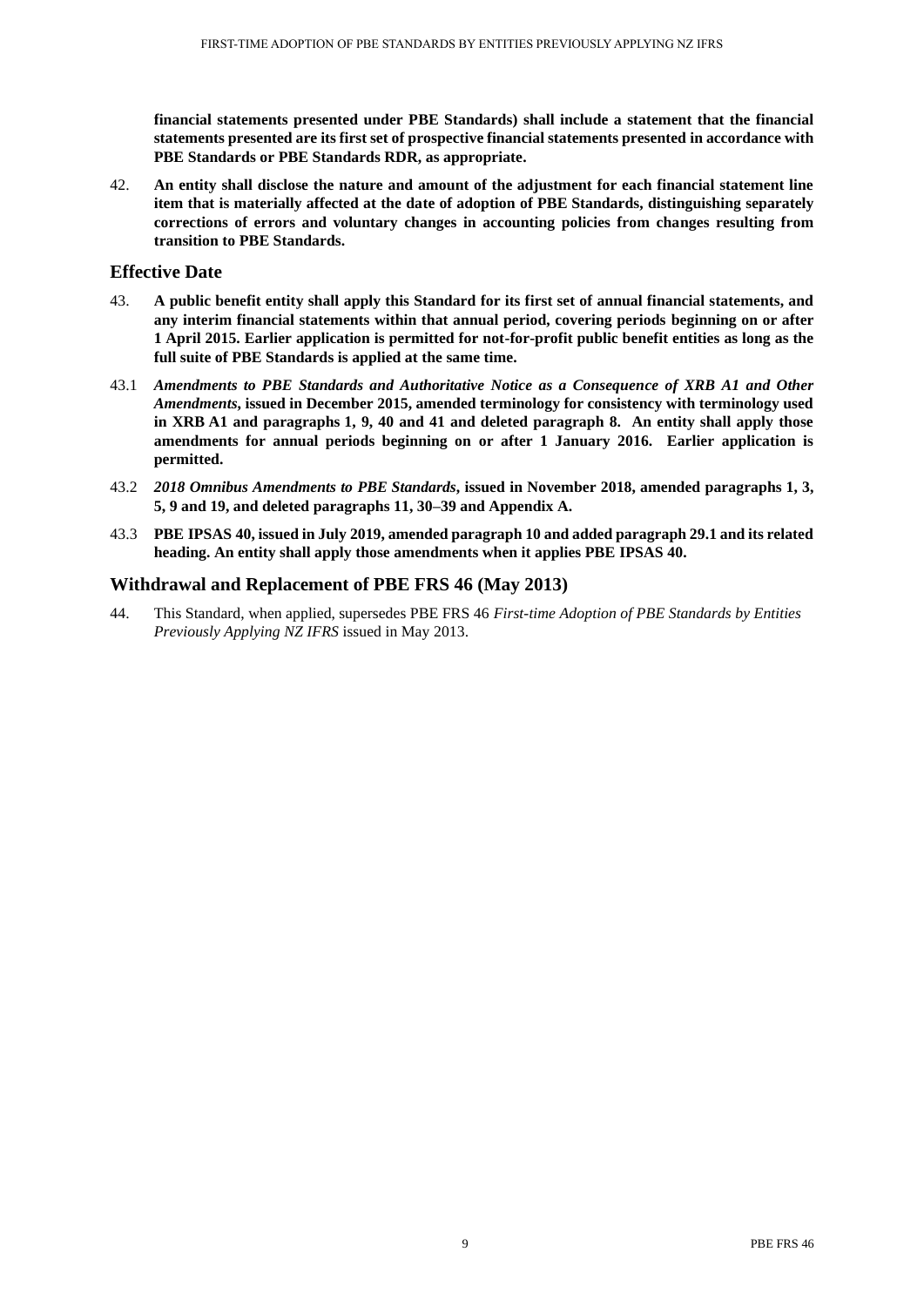**financial statements presented under PBE Standards) shall include a statement that the financial statements presented are its first set of prospective financial statements presented in accordance with PBE Standards or PBE Standards RDR, as appropriate.**

42. **An entity shall disclose the nature and amount of the adjustment for each financial statement line item that is materially affected at the date of adoption of PBE Standards, distinguishing separately corrections of errors and voluntary changes in accounting policies from changes resulting from transition to PBE Standards.**

## Effective Date

43. **A public benefit entity shall apply this Standard for its first set of annual financial statements, and any interim financial statements within that annual period, covering periods beginning on or after 1 April 2015. Earlier application is permitted for not-for-profit public benefit entities as long as the full suite of PBE Standards is applied at the same time.**

43.1 ***Amendments to PBE Standards and Authoritative Notice as a Consequence of XRB A1 and Other Amendments*, issued in December 2015, amended terminology for consistency with terminology used in XRB A1 and paragraphs 1, 9, 40 and 41 and deleted paragraph 8. An entity shall apply those amendments for annual periods beginning on or after 1 January 2016. Earlier application is permitted.**

43.2 ***2018 Omnibus Amendments to PBE Standards*, issued in November 2018, amended paragraphs 1, 3, 5, 9 and 19, and deleted paragraphs 11, 30–39 and Appendix A.**

43.3 **PBE IPSAS 40, issued in July 2019, amended paragraph 10 and added paragraph 29.1 and its related heading. An entity shall apply those amendments when it applies PBE IPSAS 40.**

## Withdrawal and Replacement of PBE FRS 46 (May 2013)

44. This Standard, when applied, supersedes PBE FRS 46 *First-time Adoption of PBE Standards by Entities Previously Applying NZ IFRS* issued in May 2013.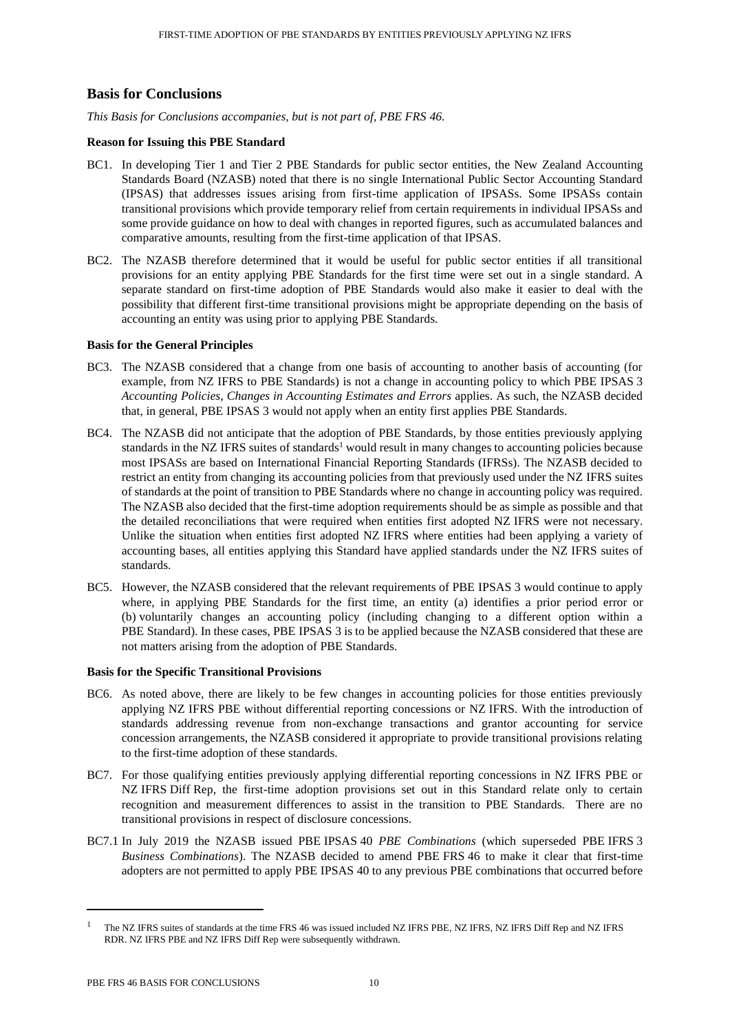## Basis for Conclusions

*This Basis for Conclusions accompanies, but is not part of, PBE FRS 46.*

**Reason for Issuing this PBE Standard**

BC1. In developing Tier 1 and Tier 2 PBE Standards for public sector entities, the New Zealand Accounting Standards Board (NZASB) noted that there is no single International Public Sector Accounting Standard (IPSAS) that addresses issues arising from first-time application of IPSASs. Some IPSASs contain transitional provisions which provide temporary relief from certain requirements in individual IPSASs and some provide guidance on how to deal with changes in reported figures, such as accumulated balances and comparative amounts, resulting from the first-time application of that IPSAS.

BC2. The NZASB therefore determined that it would be useful for public sector entities if all transitional provisions for an entity applying PBE Standards for the first time were set out in a single standard. A separate standard on first-time adoption of PBE Standards would also make it easier to deal with the possibility that different first-time transitional provisions might be appropriate depending on the basis of accounting an entity was using prior to applying PBE Standards.

**Basis for the General Principles**

BC3. The NZASB considered that a change from one basis of accounting to another basis of accounting (for example, from NZ IFRS to PBE Standards) is not a change in accounting policy to which PBE IPSAS 3 *Accounting Policies, Changes in Accounting Estimates and Errors* applies. As such, the NZASB decided that, in general, PBE IPSAS 3 would not apply when an entity first applies PBE Standards.

BC4. The NZASB did not anticipate that the adoption of PBE Standards, by those entities previously applying standards in the NZ IFRS suites of standards[1] would result in many changes to accounting policies because most IPSASs are based on International Financial Reporting Standards (IFRSs). The NZASB decided to restrict an entity from changing its accounting policies from that previously used under the NZ IFRS suites of standards at the point of transition to PBE Standards where no change in accounting policy was required. The NZASB also decided that the first-time adoption requirements should be as simple as possible and that the detailed reconciliations that were required when entities first adopted NZ IFRS were not necessary. Unlike the situation when entities first adopted NZ IFRS where entities had been applying a variety of accounting bases, all entities applying this Standard have applied standards under the NZ IFRS suites of standards.

BC5. However, the NZASB considered that the relevant requirements of PBE IPSAS 3 would continue to apply where, in applying PBE Standards for the first time, an entity (a) identifies a prior period error or (b) voluntarily changes an accounting policy (including changing to a different option within a PBE Standard). In these cases, PBE IPSAS 3 is to be applied because the NZASB considered that these are not matters arising from the adoption of PBE Standards.

**Basis for the Specific Transitional Provisions**

BC6. As noted above, there are likely to be few changes in accounting policies for those entities previously applying NZ IFRS PBE without differential reporting concessions or NZ IFRS. With the introduction of standards addressing revenue from non-exchange transactions and grantor accounting for service concession arrangements, the NZASB considered it appropriate to provide transitional provisions relating to the first-time adoption of these standards.

BC7. For those qualifying entities previously applying differential reporting concessions in NZ IFRS PBE or NZ IFRS Diff Rep, the first-time adoption provisions set out in this Standard relate only to certain recognition and measurement differences to assist in the transition to PBE Standards. There are no transitional provisions in respect of disclosure concessions.

BC7.1 In July 2019 the NZASB issued PBE IPSAS 40 *PBE Combinations* (which superseded PBE IFRS 3 *Business Combinations*). The NZASB decided to amend PBE FRS 46 to make it clear that first-time adopters are not permitted to apply PBE IPSAS 40 to any previous PBE combinations that occurred before

---

[1] The NZ IFRS suites of standards at the time FRS 46 was issued included NZ IFRS PBE, NZ IFRS, NZ IFRS Diff Rep and NZ IFRS RDR. NZ IFRS PBE and NZ IFRS Diff Rep were subsequently withdrawn.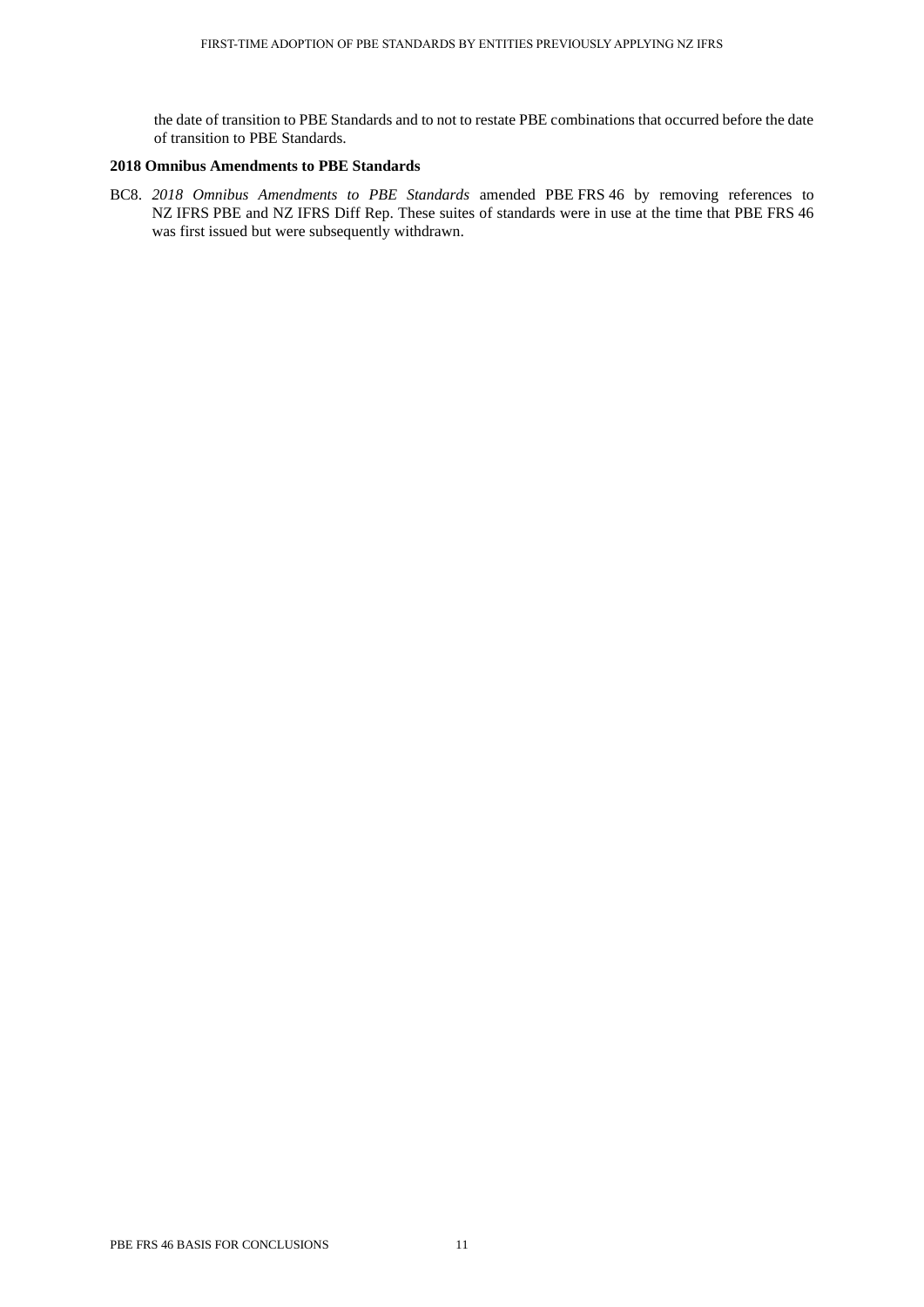the date of transition to PBE Standards and to not to restate PBE combinations that occurred before the date of transition to PBE Standards.

### 2018 Omnibus Amendments to PBE Standards

BC8. *2018 Omnibus Amendments to PBE Standards* amended PBE FRS 46 by removing references to NZ IFRS PBE and NZ IFRS Diff Rep. These suites of standards were in use at the time that PBE FRS 46 was first issued but were subsequently withdrawn.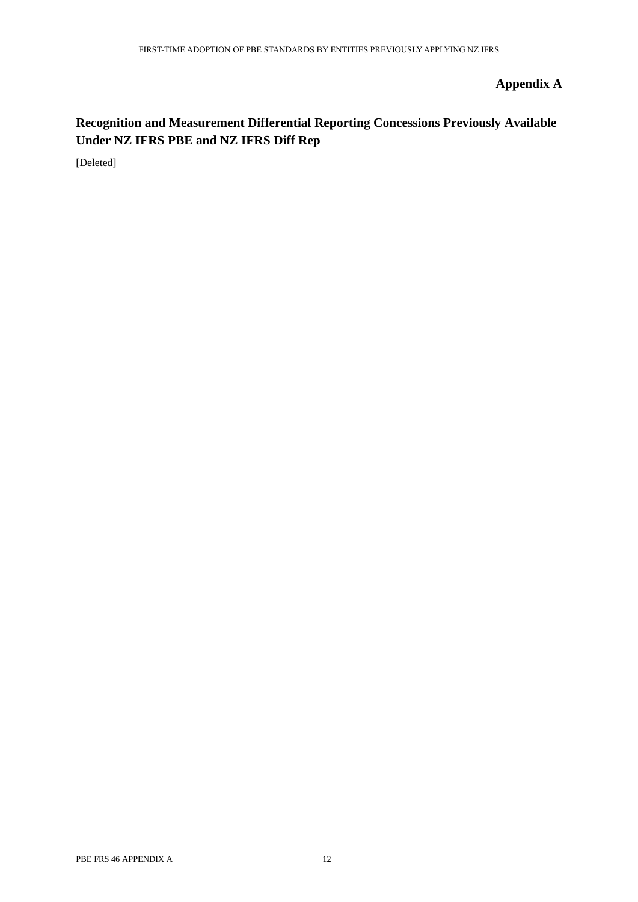# Appendix A

## Recognition and Measurement Differential Reporting Concessions Previously Available Under NZ IFRS PBE and NZ IFRS Diff Rep

[Deleted]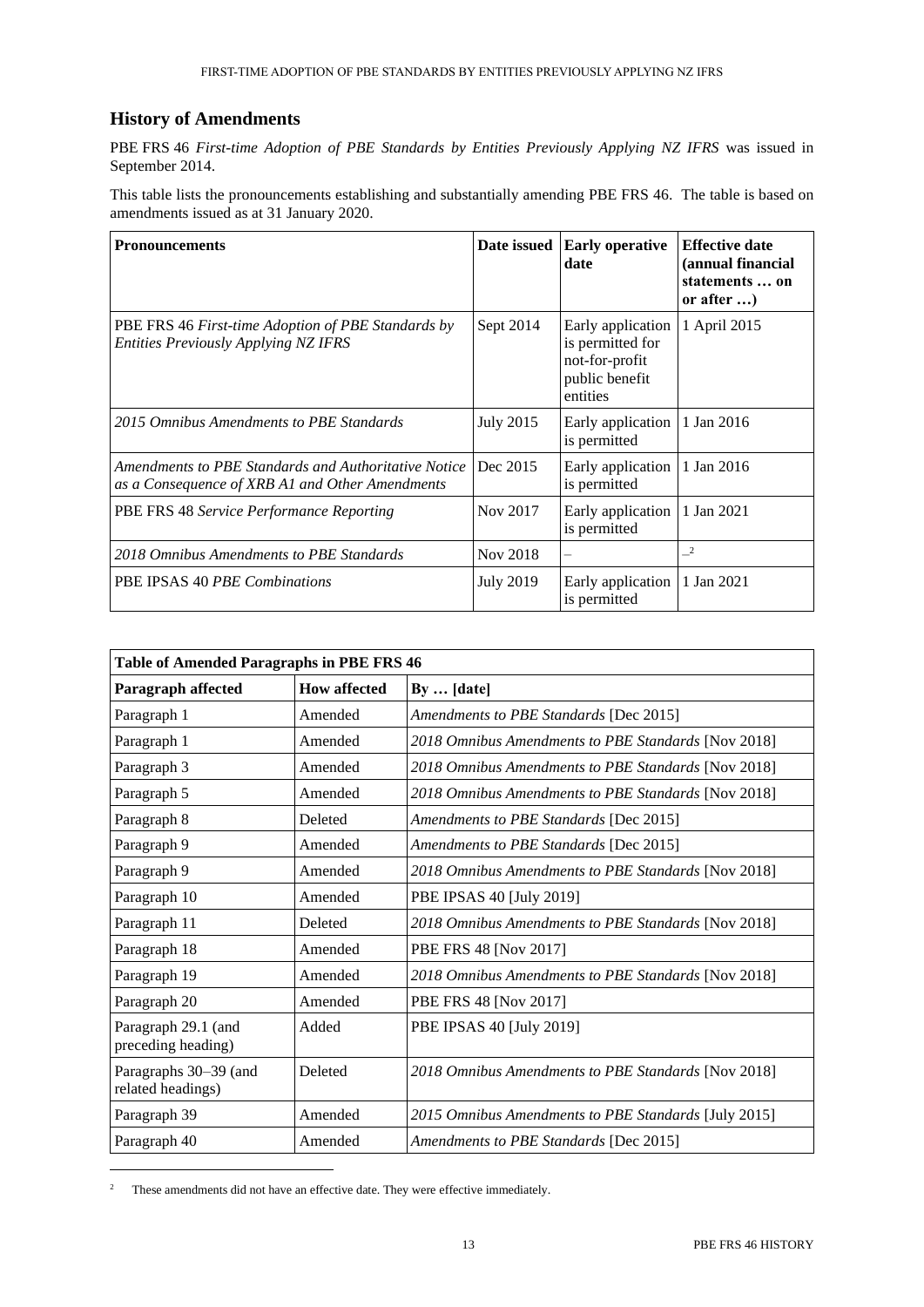## History of Amendments

PBE FRS 46 *First-time Adoption of PBE Standards by Entities Previously Applying NZ IFRS* was issued in September 2014.

This table lists the pronouncements establishing and substantially amending PBE FRS 46. The table is based on amendments issued as at 31 January 2020.

| Pronouncements | Date issued | Early operative date | Effective date (annual financial statements … on or after …) |
|---|---|---|---|
| PBE FRS 46 *First-time Adoption of PBE Standards by Entities Previously Applying NZ IFRS* | Sept 2014 | Early application is permitted for not-for-profit public benefit entities | 1 April 2015 |
| *2015 Omnibus Amendments to PBE Standards* | July 2015 | Early application is permitted | 1 Jan 2016 |
| *Amendments to PBE Standards and Authoritative Notice as a Consequence of XRB A1 and Other Amendments* | Dec 2015 | Early application is permitted | 1 Jan 2016 |
| PBE FRS 48 *Service Performance Reporting* | Nov 2017 | Early application is permitted | 1 Jan 2021 |
| *2018 Omnibus Amendments to PBE Standards* | Nov 2018 | – | –[2] |
| PBE IPSAS 40 *PBE Combinations* | July 2019 | Early application is permitted | 1 Jan 2021 |

| Table of Amended Paragraphs in PBE FRS 46 | | |
|---|---|---|
| **Paragraph affected** | **How affected** | **By … [date]** |
| Paragraph 1 | Amended | *Amendments to PBE Standards* [Dec 2015] |
| Paragraph 1 | Amended | *2018 Omnibus Amendments to PBE Standards* [Nov 2018] |
| Paragraph 3 | Amended | *2018 Omnibus Amendments to PBE Standards* [Nov 2018] |
| Paragraph 5 | Amended | *2018 Omnibus Amendments to PBE Standards* [Nov 2018] |
| Paragraph 8 | Deleted | *Amendments to PBE Standards* [Dec 2015] |
| Paragraph 9 | Amended | *Amendments to PBE Standards* [Dec 2015] |
| Paragraph 9 | Amended | *2018 Omnibus Amendments to PBE Standards* [Nov 2018] |
| Paragraph 10 | Amended | PBE IPSAS 40 [July 2019] |
| Paragraph 11 | Deleted | *2018 Omnibus Amendments to PBE Standards* [Nov 2018] |
| Paragraph 18 | Amended | PBE FRS 48 [Nov 2017] |
| Paragraph 19 | Amended | *2018 Omnibus Amendments to PBE Standards* [Nov 2018] |
| Paragraph 20 | Amended | PBE FRS 48 [Nov 2017] |
| Paragraph 29.1 (and preceding heading) | Added | PBE IPSAS 40 [July 2019] |
| Paragraphs 30–39 (and related headings) | Deleted | *2018 Omnibus Amendments to PBE Standards* [Nov 2018] |
| Paragraph 39 | Amended | *2015 Omnibus Amendments to PBE Standards* [July 2015] |
| Paragraph 40 | Amended | *Amendments to PBE Standards* [Dec 2015] |

[2] These amendments did not have an effective date. They were effective immediately.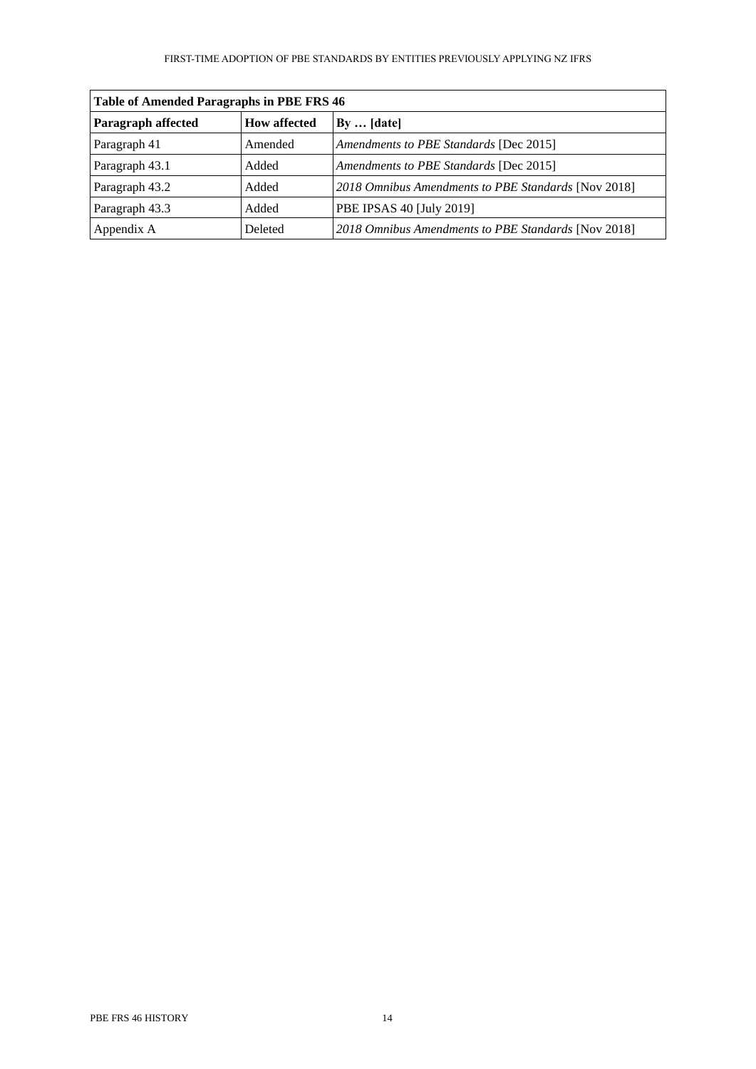| Table of Amended Paragraphs in PBE FRS 46 | | |
|---|---|---|
| **Paragraph affected** | **How affected** | **By … [date]** |
| Paragraph 41 | Amended | *Amendments to PBE Standards* [Dec 2015] |
| Paragraph 43.1 | Added | *Amendments to PBE Standards* [Dec 2015] |
| Paragraph 43.2 | Added | *2018 Omnibus Amendments to PBE Standards* [Nov 2018] |
| Paragraph 43.3 | Added | PBE IPSAS 40 [July 2019] |
| Appendix A | Deleted | *2018 Omnibus Amendments to PBE Standards* [Nov 2018] |